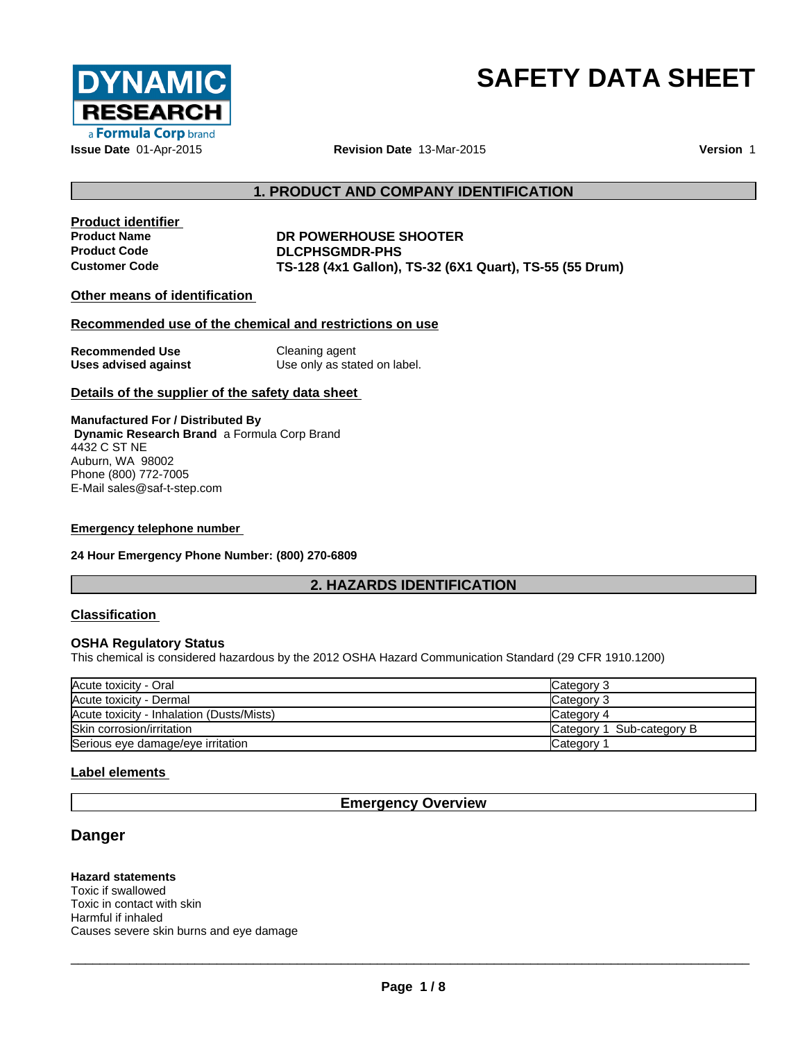DYNAMIC RESEARCH a Formula Corp brand

# SAFETY DATA SHEET

**Issue Date** 01-Apr-2015 **Revision Date** 13-Mar-2015 **Version** 1

## 1. PRODUCT AND COMPANY IDENTIFICATION

**Product identifier**

| | |
|---|---|
| **Product Name** | **DR POWERHOUSE SHOOTER** |
| **Product Code** | **DLCPHSGMDR-PHS** |
| **Customer Code** | **TS-128 (4x1 Gallon), TS-32 (6X1 Quart), TS-55 (55 Drum)** |

**Other means of identification**

**Recommended use of the chemical and restrictions on use**

| | |
|---|---|
| **Recommended Use** | Cleaning agent |
| **Uses advised against** | Use only as stated on label. |

**Details of the supplier of the safety data sheet**

**Manufactured For / Distributed By**
**Dynamic Research Brand** a Formula Corp Brand
4432 C ST NE
Auburn, WA 98002
Phone (800) 772-7005
E-Mail sales@saf-t-step.com

**Emergency telephone number**

**24 Hour Emergency Phone Number: (800) 270-6809**

## 2. HAZARDS IDENTIFICATION

**Classification**

### OSHA Regulatory Status

This chemical is considered hazardous by the 2012 OSHA Hazard Communication Standard (29 CFR 1910.1200)

| | |
|---|---|
| Acute toxicity - Oral | Category 3 |
| Acute toxicity - Dermal | Category 3 |
| Acute toxicity - Inhalation (Dusts/Mists) | Category 4 |
| Skin corrosion/irritation | Category 1 Sub-category B |
| Serious eye damage/eye irritation | Category 1 |

**Label elements**

**Emergency Overview**

## Danger

**Hazard statements**
Toxic if swallowed
Toxic in contact with skin
Harmful if inhaled
Causes severe skin burns and eye damage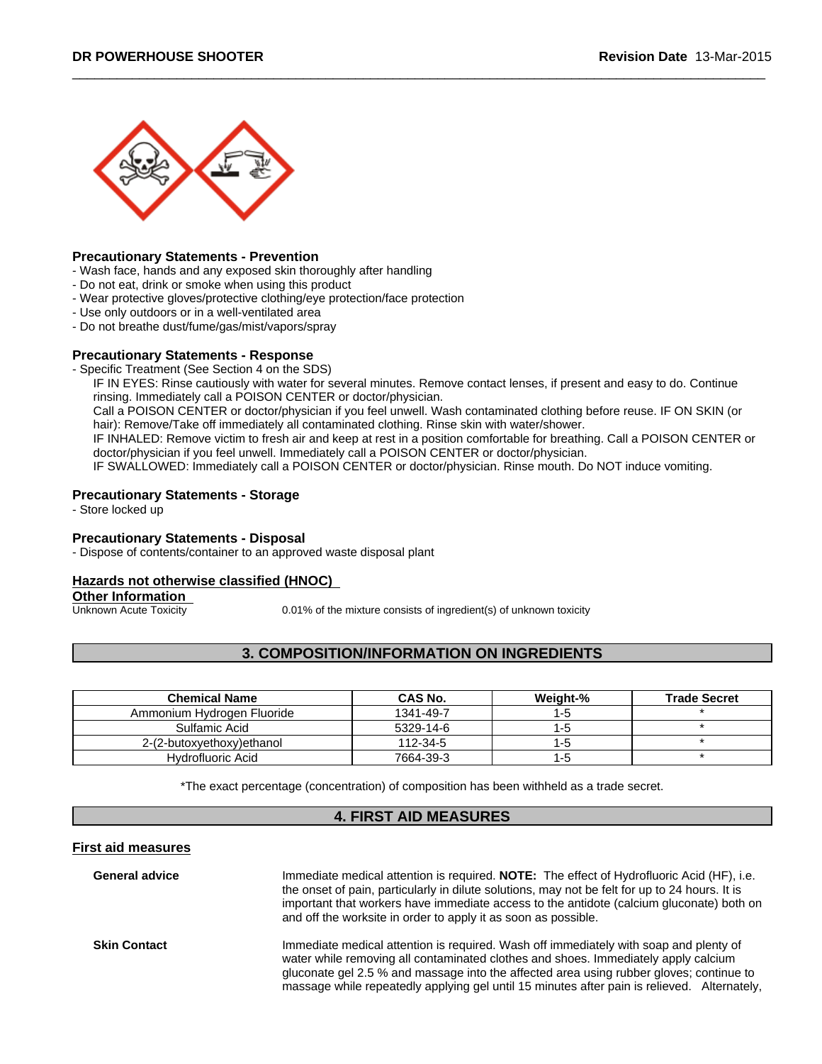### Precautionary Statements - Prevention

- Wash face, hands and any exposed skin thoroughly after handling
- Do not eat, drink or smoke when using this product
- Wear protective gloves/protective clothing/eye protection/face protection
- Use only outdoors or in a well-ventilated area
- Do not breathe dust/fume/gas/mist/vapors/spray

### Precautionary Statements - Response

- Specific Treatment (See Section 4 on the SDS)

IF IN EYES: Rinse cautiously with water for several minutes. Remove contact lenses, if present and easy to do. Continue rinsing. Immediately call a POISON CENTER or doctor/physician.

Call a POISON CENTER or doctor/physician if you feel unwell. Wash contaminated clothing before reuse. IF ON SKIN (or hair): Remove/Take off immediately all contaminated clothing. Rinse skin with water/shower.

IF INHALED: Remove victim to fresh air and keep at rest in a position comfortable for breathing. Call a POISON CENTER or doctor/physician if you feel unwell. Immediately call a POISON CENTER or doctor/physician.

IF SWALLOWED: Immediately call a POISON CENTER or doctor/physician. Rinse mouth. Do NOT induce vomiting.

### Precautionary Statements - Storage

- Store locked up

### Precautionary Statements - Disposal

- Dispose of contents/container to an approved waste disposal plant

### Hazards not otherwise classified (HNOC)

**Other Information**

Unknown Acute Toxicity — 0.01% of the mixture consists of ingredient(s) of unknown toxicity

## 3. COMPOSITION/INFORMATION ON INGREDIENTS

| Chemical Name | CAS No. | Weight-% | Trade Secret |
|---|---|---|---|
| Ammonium Hydrogen Fluoride | 1341-49-7 | 1-5 | * |
| Sulfamic Acid | 5329-14-6 | 1-5 | * |
| 2-(2-butoxyethoxy)ethanol | 112-34-5 | 1-5 | * |
| Hydrofluoric Acid | 7664-39-3 | 1-5 | * |

*The exact percentage (concentration) of composition has been withheld as a trade secret.

## 4. FIRST AID MEASURES

### First aid measures

**General advice** — Immediate medical attention is required. **NOTE:** The effect of Hydrofluoric Acid (HF), i.e. the onset of pain, particularly in dilute solutions, may not be felt for up to 24 hours. It is important that workers have immediate access to the antidote (calcium gluconate) both on and off the worksite in order to apply it as soon as possible.

**Skin Contact** — Immediate medical attention is required. Wash off immediately with soap and plenty of water while removing all contaminated clothes and shoes. Immediately apply calcium gluconate gel 2.5 % and massage into the affected area using rubber gloves; continue to massage while repeatedly applying gel until 15 minutes after pain is relieved. Alternately,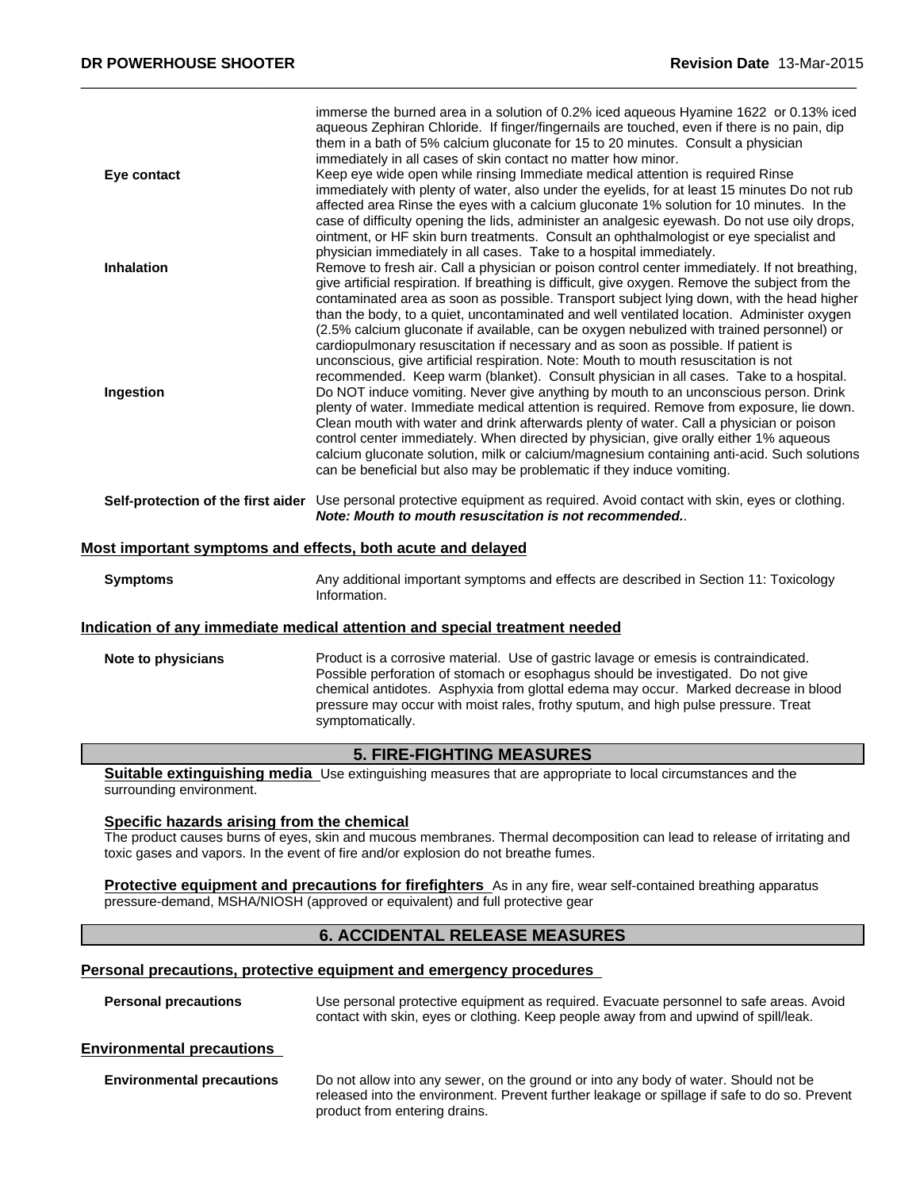immerse the burned area in a solution of 0.2% iced aqueous Hyamine 1622 or 0.13% iced aqueous Zephiran Chloride. If finger/fingernails are touched, even if there is no pain, dip them in a bath of 5% calcium gluconate for 15 to 20 minutes. Consult a physician immediately in all cases of skin contact no matter how minor.

**Eye contact**
Keep eye wide open while rinsing Immediate medical attention is required Rinse immediately with plenty of water, also under the eyelids, for at least 15 minutes Do not rub affected area Rinse the eyes with a calcium gluconate 1% solution for 10 minutes. In the case of difficulty opening the lids, administer an analgesic eyewash. Do not use oily drops, ointment, or HF skin burn treatments. Consult an ophthalmologist or eye specialist and physician immediately in all cases. Take to a hospital immediately.

**Inhalation**
Remove to fresh air. Call a physician or poison control center immediately. If not breathing, give artificial respiration. If breathing is difficult, give oxygen. Remove the subject from the contaminated area as soon as possible. Transport subject lying down, with the head higher than the body, to a quiet, uncontaminated and well ventilated location. Administer oxygen (2.5% calcium gluconate if available, can be oxygen nebulized with trained personnel) or cardiopulmonary resuscitation if necessary and as soon as possible. If patient is unconscious, give artificial respiration. Note: Mouth to mouth resuscitation is not recommended. Keep warm (blanket). Consult physician in all cases. Take to a hospital.

**Ingestion**
Do NOT induce vomiting. Never give anything by mouth to an unconscious person. Drink plenty of water. Immediate medical attention is required. Remove from exposure, lie down. Clean mouth with water and drink afterwards plenty of water. Call a physician or poison control center immediately. When directed by physician, give orally either 1% aqueous calcium gluconate solution, milk or calcium/magnesium containing anti-acid. Such solutions can be beneficial but also may be problematic if they induce vomiting.

**Self-protection of the first aider**
Use personal protective equipment as required. Avoid contact with skin, eyes or clothing. ***Note: Mouth to mouth resuscitation is not recommended.***.

### Most important symptoms and effects, both acute and delayed

**Symptoms**
Any additional important symptoms and effects are described in Section 11: Toxicology Information.

### Indication of any immediate medical attention and special treatment needed

**Note to physicians**
Product is a corrosive material. Use of gastric lavage or emesis is contraindicated. Possible perforation of stomach or esophagus should be investigated. Do not give chemical antidotes. Asphyxia from glottal edema may occur. Marked decrease in blood pressure may occur with moist rales, frothy sputum, and high pulse pressure. Treat symptomatically.

## 5. FIRE-FIGHTING MEASURES

**Suitable extinguishing media** Use extinguishing measures that are appropriate to local circumstances and the surrounding environment.

**Specific hazards arising from the chemical**
The product causes burns of eyes, skin and mucous membranes. Thermal decomposition can lead to release of irritating and toxic gases and vapors. In the event of fire and/or explosion do not breathe fumes.

**Protective equipment and precautions for firefighters** As in any fire, wear self-contained breathing apparatus pressure-demand, MSHA/NIOSH (approved or equivalent) and full protective gear

## 6. ACCIDENTAL RELEASE MEASURES

### Personal precautions, protective equipment and emergency procedures

**Personal precautions**
Use personal protective equipment as required. Evacuate personnel to safe areas. Avoid contact with skin, eyes or clothing. Keep people away from and upwind of spill/leak.

### Environmental precautions

**Environmental precautions**
Do not allow into any sewer, on the ground or into any body of water. Should not be released into the environment. Prevent further leakage or spillage if safe to do so. Prevent product from entering drains.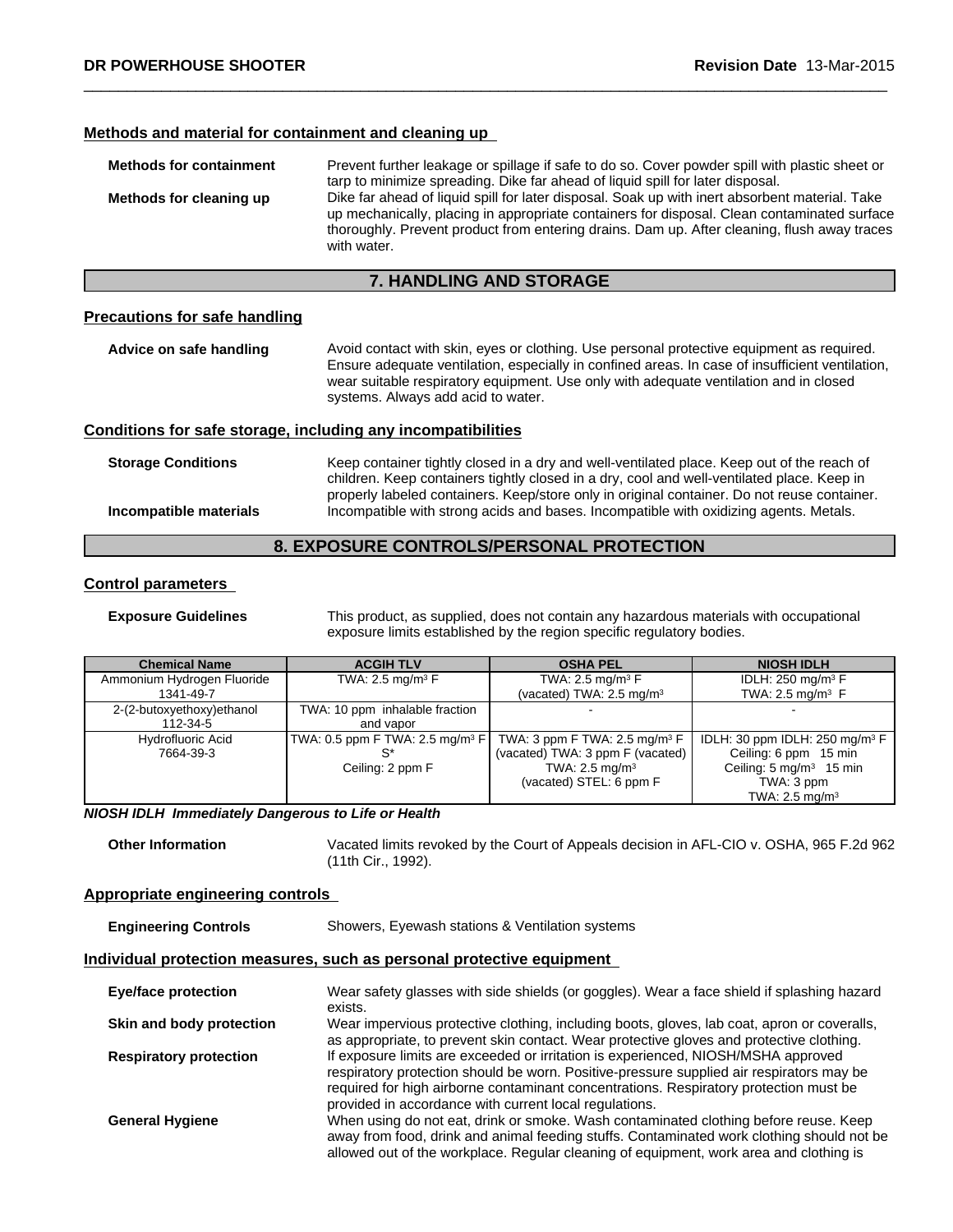### Methods and material for containment and cleaning up

**Methods for containment** Prevent further leakage or spillage if safe to do so. Cover powder spill with plastic sheet or tarp to minimize spreading. Dike far ahead of liquid spill for later disposal.

**Methods for cleaning up** Dike far ahead of liquid spill for later disposal. Soak up with inert absorbent material. Take up mechanically, placing in appropriate containers for disposal. Clean contaminated surface thoroughly. Prevent product from entering drains. Dam up. After cleaning, flush away traces with water.

## 7. HANDLING AND STORAGE

### Precautions for safe handling

**Advice on safe handling** Avoid contact with skin, eyes or clothing. Use personal protective equipment as required. Ensure adequate ventilation, especially in confined areas. In case of insufficient ventilation, wear suitable respiratory equipment. Use only with adequate ventilation and in closed systems. Always add acid to water.

### Conditions for safe storage, including any incompatibilities

**Storage Conditions** Keep container tightly closed in a dry and well-ventilated place. Keep out of the reach of children. Keep containers tightly closed in a dry, cool and well-ventilated place. Keep in properly labeled containers. Keep/store only in original container. Do not reuse container.

**Incompatible materials** Incompatible with strong acids and bases. Incompatible with oxidizing agents. Metals.

## 8. EXPOSURE CONTROLS/PERSONAL PROTECTION

### Control parameters

**Exposure Guidelines** This product, as supplied, does not contain any hazardous materials with occupational exposure limits established by the region specific regulatory bodies.

| Chemical Name | ACGIH TLV | OSHA PEL | NIOSH IDLH |
|---|---|---|---|
| Ammonium Hydrogen Fluoride<br>1341-49-7 | TWA: 2.5 mg/m³ F | TWA: 2.5 mg/m³ F<br>(vacated) TWA: 2.5 mg/m³ | IDLH: 250 mg/m³ F<br>TWA: 2.5 mg/m³ F |
| 2-(2-butoxyethoxy)ethanol<br>112-34-5 | TWA: 10 ppm inhalable fraction and vapor | - | - |
| Hydrofluoric Acid<br>7664-39-3 | TWA: 0.5 ppm F TWA: 2.5 mg/m³ F<br>S*<br>Ceiling: 2 ppm F | TWA: 3 ppm F TWA: 2.5 mg/m³ F<br>(vacated) TWA: 3 ppm F (vacated)<br>TWA: 2.5 mg/m³<br>(vacated) STEL: 6 ppm F | IDLH: 30 ppm IDLH: 250 mg/m³ F<br>Ceiling: 6 ppm 15 min<br>Ceiling: 5 mg/m³ 15 min<br>TWA: 3 ppm<br>TWA: 2.5 mg/m³ |

***NIOSH IDLH Immediately Dangerous to Life or Health***

**Other Information** Vacated limits revoked by the Court of Appeals decision in AFL-CIO v. OSHA, 965 F.2d 962 (11th Cir., 1992).

### Appropriate engineering controls

**Engineering Controls** Showers, Eyewash stations & Ventilation systems

### Individual protection measures, such as personal protective equipment

**Eye/face protection** Wear safety glasses with side shields (or goggles). Wear a face shield if splashing hazard exists.

**Skin and body protection** Wear impervious protective clothing, including boots, gloves, lab coat, apron or coveralls, as appropriate, to prevent skin contact. Wear protective gloves and protective clothing.

**Respiratory protection** If exposure limits are exceeded or irritation is experienced, NIOSH/MSHA approved respiratory protection should be worn. Positive-pressure supplied air respirators may be required for high airborne contaminant concentrations. Respiratory protection must be provided in accordance with current local regulations.

**General Hygiene** When using do not eat, drink or smoke. Wash contaminated clothing before reuse. Keep away from food, drink and animal feeding stuffs. Contaminated work clothing should not be allowed out of the workplace. Regular cleaning of equipment, work area and clothing is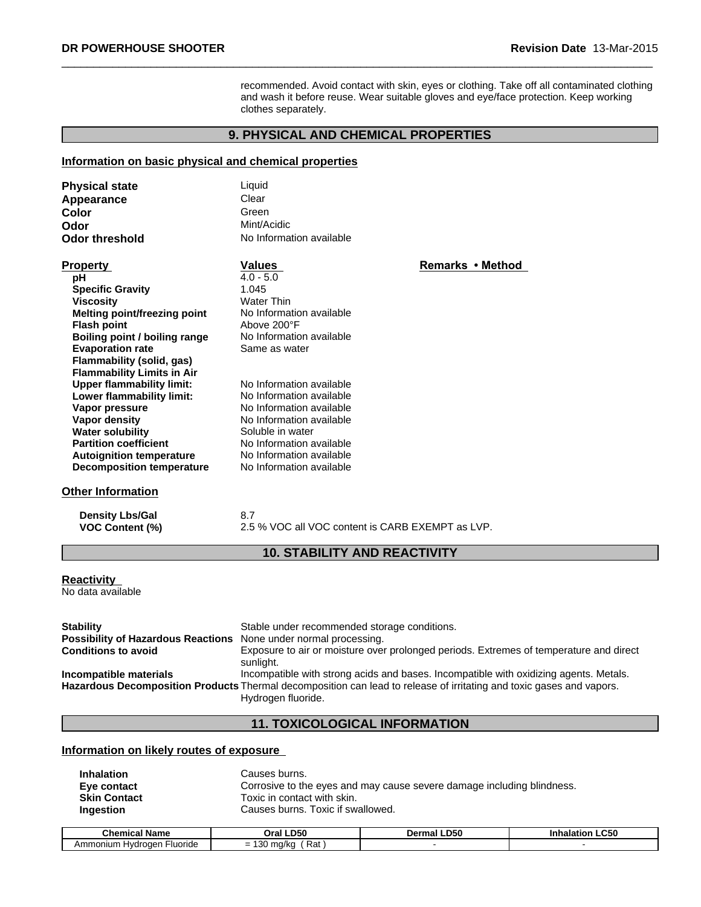recommended. Avoid contact with skin, eyes or clothing. Take off all contaminated clothing and wash it before reuse. Wear suitable gloves and eye/face protection. Keep working clothes separately.

## 9. PHYSICAL AND CHEMICAL PROPERTIES

### Information on basic physical and chemical properties

| | |
|---|---|
| **Physical state** | Liquid |
| **Appearance** | Clear |
| **Color** | Green |
| **Odor** | Mint/Acidic |
| **Odor threshold** | No Information available |

| Property | Values | Remarks • Method |
|---|---|---|
| **pH** | 4.0 - 5.0 | |
| **Specific Gravity** | 1.045 | |
| **Viscosity** | Water Thin | |
| **Melting point/freezing point** | No Information available | |
| **Flash point** | Above 200°F | |
| **Boiling point / boiling range** | No Information available | |
| **Evaporation rate** | Same as water | |
| **Flammability (solid, gas)** | | |
| **Flammability Limits in Air** | | |
| **Upper flammability limit:** | No Information available | |
| **Lower flammability limit:** | No Information available | |
| **Vapor pressure** | No Information available | |
| **Vapor density** | No Information available | |
| **Water solubility** | Soluble in water | |
| **Partition coefficient** | No Information available | |
| **Autoignition temperature** | No Information available | |
| **Decomposition temperature** | No Information available | |

### Other Information

| | |
|---|---|
| **Density Lbs/Gal** | 8.7 |
| **VOC Content (%)** | 2.5 % VOC all VOC content is CARB EXEMPT as LVP. |

## 10. STABILITY AND REACTIVITY

### Reactivity

No data available

| | |
|---|---|
| **Stability** | Stable under recommended storage conditions. |
| **Possibility of Hazardous Reactions** | None under normal processing. |
| **Conditions to avoid** | Exposure to air or moisture over prolonged periods. Extremes of temperature and direct sunlight. |
| **Incompatible materials** | Incompatible with strong acids and bases. Incompatible with oxidizing agents. Metals. |
| **Hazardous Decomposition Products** | Thermal decomposition can lead to release of irritating and toxic gases and vapors. Hydrogen fluoride. |

## 11. TOXICOLOGICAL INFORMATION

### Information on likely routes of exposure

| | |
|---|---|
| **Inhalation** | Causes burns. |
| **Eye contact** | Corrosive to the eyes and may cause severe damage including blindness. |
| **Skin Contact** | Toxic in contact with skin. |
| **Ingestion** | Causes burns. Toxic if swallowed. |

| Chemical Name | Oral LD50 | Dermal LD50 | Inhalation LC50 |
|---|---|---|---|
| Ammonium Hydrogen Fluoride | = 130 mg/kg ( Rat ) | - | - |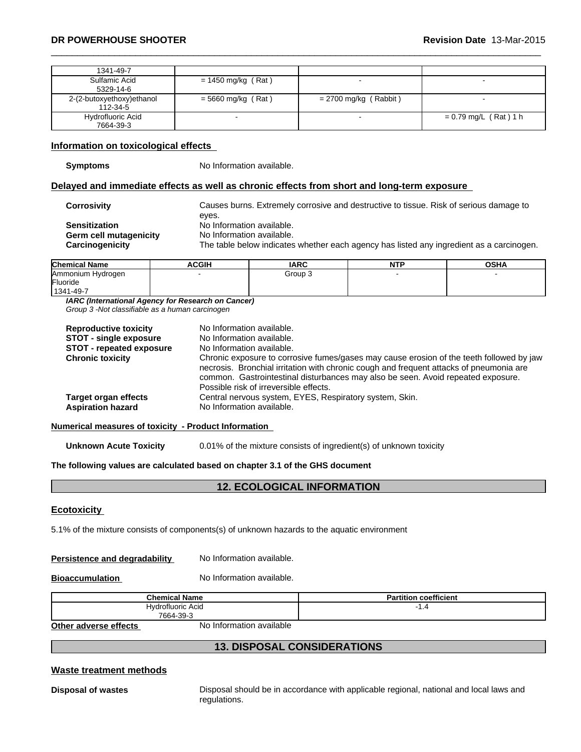| | | | |
|---|---|---|---|
| 1341-49-7 | | | |
| Sulfamic Acid<br>5329-14-6 | = 1450 mg/kg ( Rat ) | - | - |
| 2-(2-butoxyethoxy)ethanol<br>112-34-5 | = 5660 mg/kg ( Rat ) | = 2700 mg/kg ( Rabbit ) | - |
| Hydrofluoric Acid<br>7664-39-3 | - | - | = 0.79 mg/L ( Rat ) 1 h |

## Information on toxicological effects

**Symptoms** No Information available.

## Delayed and immediate effects as well as chronic effects from short and long-term exposure

**Corrosivity** Causes burns. Extremely corrosive and destructive to tissue. Risk of serious damage to eyes.

**Sensitization** No Information available.

**Germ cell mutagenicity** No Information available.

**Carcinogenicity** The table below indicates whether each agency has listed any ingredient as a carcinogen.

| Chemical Name | ACGIH | IARC | NTP | OSHA |
|---|---|---|---|---|
| Ammonium Hydrogen Fluoride<br>1341-49-7 | - | Group 3 | - | - |

***IARC (International Agency for Research on Cancer)***
*Group 3 -Not classifiable as a human carcinogen*

**Reproductive toxicity** No Information available.

**STOT - single exposure** No Information available.

**STOT - repeated exposure** No Information available.

**Chronic toxicity** Chronic exposure to corrosive fumes/gases may cause erosion of the teeth followed by jaw necrosis. Bronchial irritation with chronic cough and frequent attacks of pneumonia are common. Gastrointestinal disturbances may also be seen. Avoid repeated exposure. Possible risk of irreversible effects.

**Target organ effects** Central nervous system, EYES, Respiratory system, Skin.

**Aspiration hazard** No Information available.

## Numerical measures of toxicity - Product Information

**Unknown Acute Toxicity** 0.01% of the mixture consists of ingredient(s) of unknown toxicity

**The following values are calculated based on chapter 3.1 of the GHS document**

# 12. ECOLOGICAL INFORMATION

## Ecotoxicity

5.1% of the mixture consists of components(s) of unknown hazards to the aquatic environment

**Persistence and degradability** No Information available.

**Bioaccumulation** No Information available.

| Chemical Name | Partition coefficient |
|---|---|
| Hydrofluoric Acid<br>7664-39-3 | -1.4 |

**Other adverse effects** No Information available

# 13. DISPOSAL CONSIDERATIONS

## Waste treatment methods

**Disposal of wastes** Disposal should be in accordance with applicable regional, national and local laws and regulations.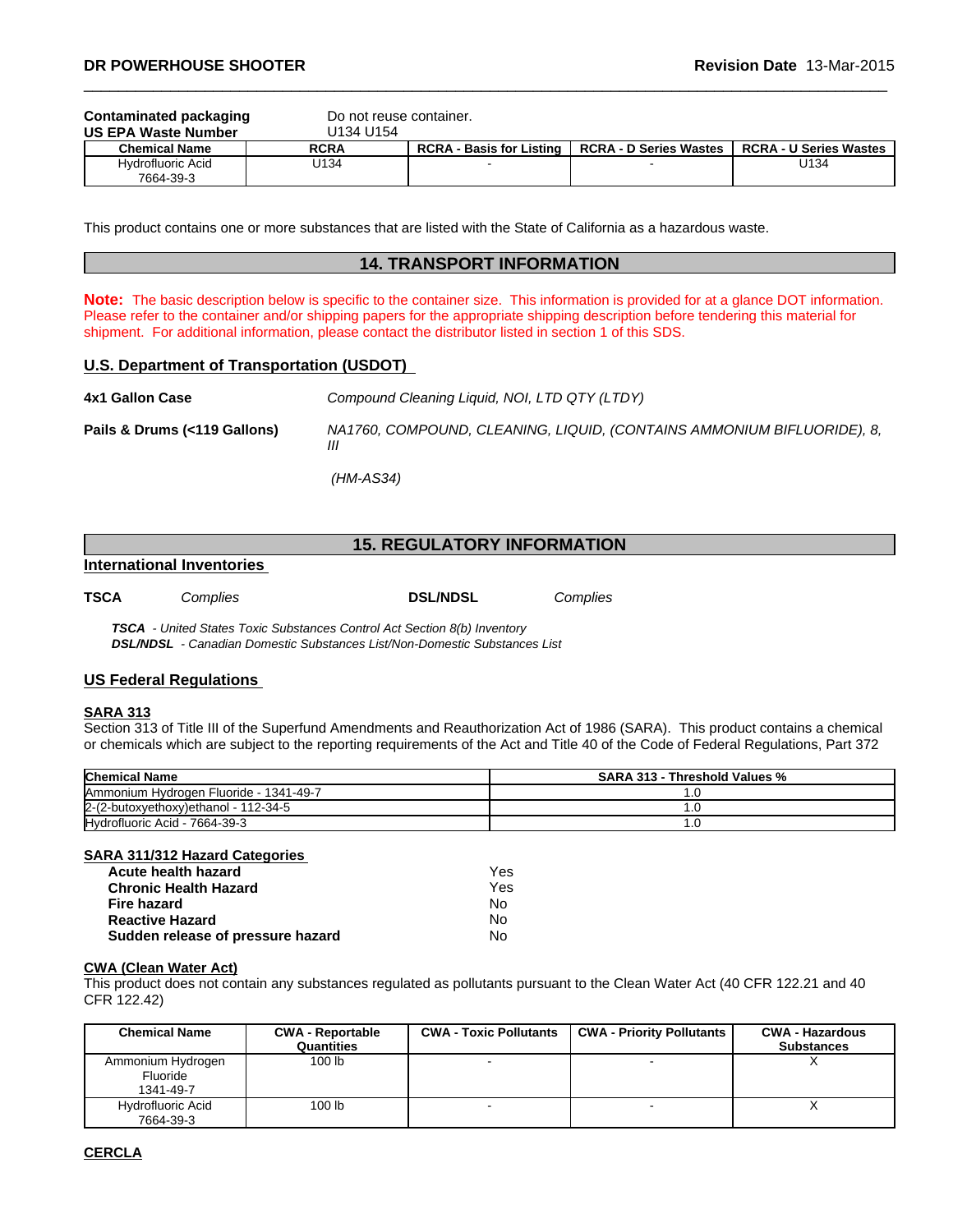**Contaminated packaging** Do not reuse container.

**US EPA Waste Number** U134 U154

| Chemical Name | RCRA | RCRA - Basis for Listing | RCRA - D Series Wastes | RCRA - U Series Wastes |
|---|---|---|---|---|
| Hydrofluoric Acid 7664-39-3 | U134 | - | - | U134 |

This product contains one or more substances that are listed with the State of California as a hazardous waste.

## 14. TRANSPORT INFORMATION

**Note:** The basic description below is specific to the container size. This information is provided for at a glance DOT information. Please refer to the container and/or shipping papers for the appropriate shipping description before tendering this material for shipment. For additional information, please contact the distributor listed in section 1 of this SDS.

### U.S. Department of Transportation (USDOT)

**4x1 Gallon Case** *Compound Cleaning Liquid, NOI, LTD QTY (LTDY)*

**Pails & Drums (<119 Gallons)** *NA1760, COMPOUND, CLEANING, LIQUID, (CONTAINS AMMONIUM BIFLUORIDE), 8, III*

*(HM-AS34)*

## 15. REGULATORY INFORMATION

### International Inventories

**TSCA** *Complies* **DSL/NDSL** *Complies*

***TSCA*** *- United States Toxic Substances Control Act Section 8(b) Inventory*
***DSL/NDSL*** *- Canadian Domestic Substances List/Non-Domestic Substances List*

### US Federal Regulations

**SARA 313**

Section 313 of Title III of the Superfund Amendments and Reauthorization Act of 1986 (SARA). This product contains a chemical or chemicals which are subject to the reporting requirements of the Act and Title 40 of the Code of Federal Regulations, Part 372

| Chemical Name | SARA 313 - Threshold Values % |
|---|---|
| Ammonium Hydrogen Fluoride - 1341-49-7 | 1.0 |
| 2-(2-butoxyethoxy)ethanol - 112-34-5 | 1.0 |
| Hydrofluoric Acid - 7664-39-3 | 1.0 |

**SARA 311/312 Hazard Categories**

| | |
|---|---|
| **Acute health hazard** | Yes |
| **Chronic Health Hazard** | Yes |
| **Fire hazard** | No |
| **Reactive Hazard** | No |
| **Sudden release of pressure hazard** | No |

**CWA (Clean Water Act)**

This product does not contain any substances regulated as pollutants pursuant to the Clean Water Act (40 CFR 122.21 and 40 CFR 122.42)

| Chemical Name | CWA - Reportable Quantities | CWA - Toxic Pollutants | CWA - Priority Pollutants | CWA - Hazardous Substances |
|---|---|---|---|---|
| Ammonium Hydrogen Fluoride 1341-49-7 | 100 lb | - | - | X |
| Hydrofluoric Acid 7664-39-3 | 100 lb | - | - | X |

**CERCLA**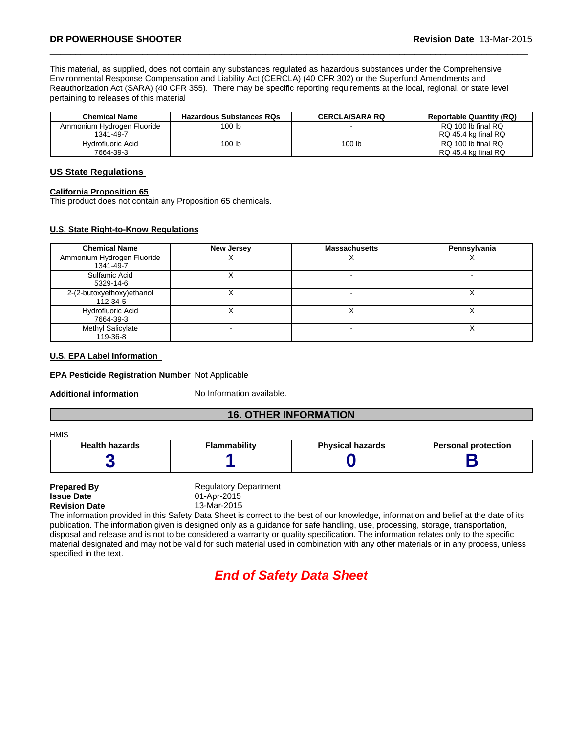This material, as supplied, does not contain any substances regulated as hazardous substances under the Comprehensive Environmental Response Compensation and Liability Act (CERCLA) (40 CFR 302) or the Superfund Amendments and Reauthorization Act (SARA) (40 CFR 355). There may be specific reporting requirements at the local, regional, or state level pertaining to releases of this material

| Chemical Name | Hazardous Substances RQs | CERCLA/SARA RQ | Reportable Quantity (RQ) |
|---|---|---|---|
| Ammonium Hydrogen Fluoride 1341-49-7 | 100 lb | - | RQ 100 lb final RQ RQ 45.4 kg final RQ |
| Hydrofluoric Acid 7664-39-3 | 100 lb | 100 lb | RQ 100 lb final RQ RQ 45.4 kg final RQ |

## US State Regulations

### California Proposition 65

This product does not contain any Proposition 65 chemicals.

### U.S. State Right-to-Know Regulations

| Chemical Name | New Jersey | Massachusetts | Pennsylvania |
|---|---|---|---|
| Ammonium Hydrogen Fluoride 1341-49-7 | X | X | X |
| Sulfamic Acid 5329-14-6 | X | - | - |
| 2-(2-butoxyethoxy)ethanol 112-34-5 | X | - | X |
| Hydrofluoric Acid 7664-39-3 | X | X | X |
| Methyl Salicylate 119-36-8 | - | - | X |

### U.S. EPA Label Information

**EPA Pesticide Registration Number** Not Applicable

**Additional information** No Information available.

## 16. OTHER INFORMATION

HMIS

| Health hazards | Flammability | Physical hazards | Personal protection |
|---|---|---|---|
| 3 | 1 | 0 | B |

**Prepared By** Regulatory Department
**Issue Date** 01-Apr-2015
**Revision Date** 13-Mar-2015

The information provided in this Safety Data Sheet is correct to the best of our knowledge, information and belief at the date of its publication. The information given is designed only as a guidance for safe handling, use, processing, storage, transportation, disposal and release and is not to be considered a warranty or quality specification. The information relates only to the specific material designated and may not be valid for such material used in combination with any other materials or in any process, unless specified in the text.

***End of Safety Data Sheet***